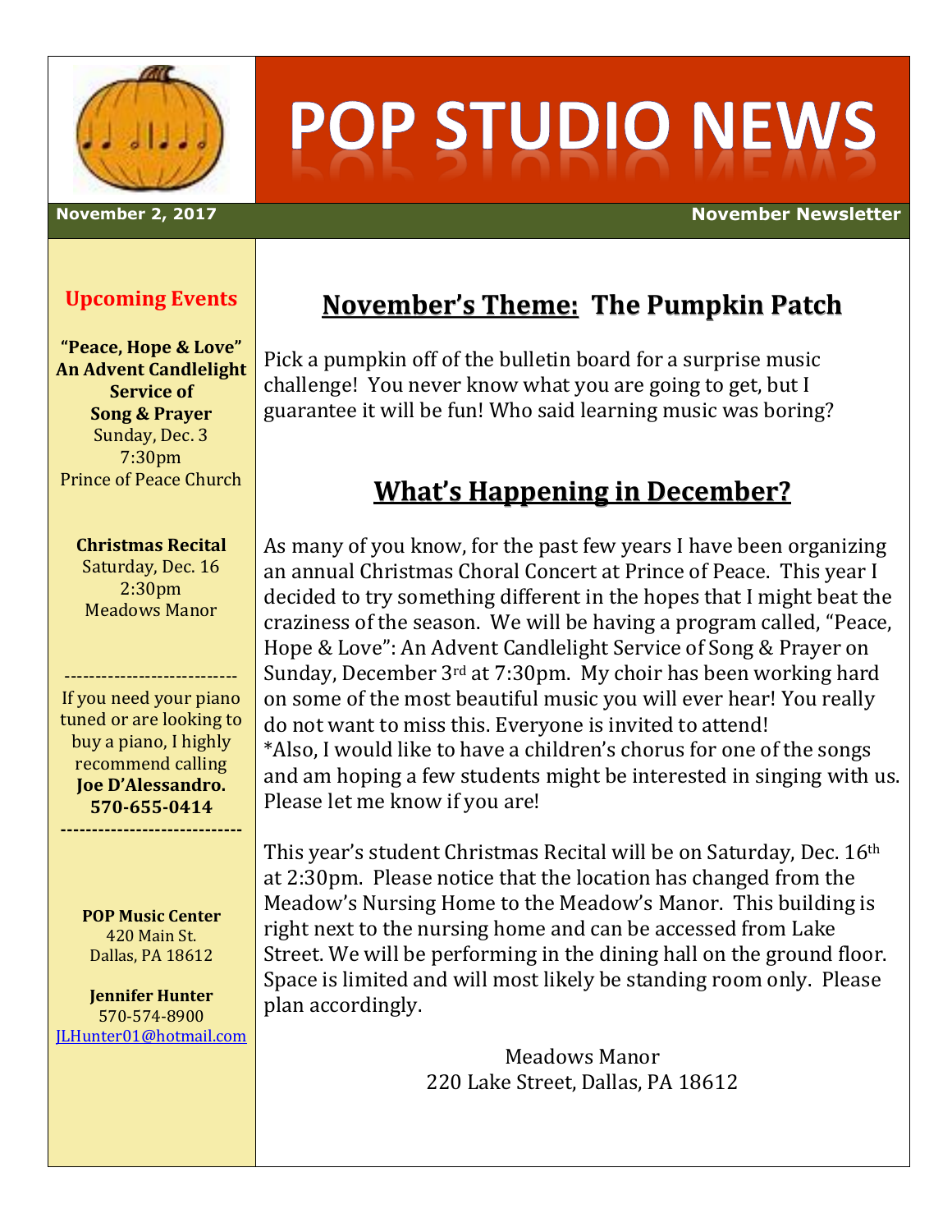# POP STUDIO NEWS

**November 2, 2017** | **November Newsletter**

## Upcoming Events

**"Peace, Hope & Love" An Advent Candlelight Service of Song & Prayer**
Sunday, Dec. 3
7:30pm
Prince of Peace Church

**Christmas Recital**
Saturday, Dec. 16
2:30pm
Meadows Manor

---

If you need your piano tuned or are looking to buy a piano, I highly recommend calling **Joe D'Alessandro. 570-655-0414**

---

**POP Music Center**
420 Main St.
Dallas, PA 18612

**Jennifer Hunter**
570-574-8900
JLHunter01@hotmail.com

## November's Theme: The Pumpkin Patch

Pick a pumpkin off of the bulletin board for a surprise music challenge! You never know what you are going to get, but I guarantee it will be fun! Who said learning music was boring?

## What's Happening in December?

As many of you know, for the past few years I have been organizing an annual Christmas Choral Concert at Prince of Peace. This year I decided to try something different in the hopes that I might beat the craziness of the season. We will be having a program called, "Peace, Hope & Love": An Advent Candlelight Service of Song & Prayer on Sunday, December 3rd at 7:30pm. My choir has been working hard on some of the most beautiful music you will ever hear! You really do not want to miss this. Everyone is invited to attend!
*Also, I would like to have a children's chorus for one of the songs and am hoping a few students might be interested in singing with us. Please let me know if you are!

This year's student Christmas Recital will be on Saturday, Dec. 16th at 2:30pm. Please notice that the location has changed from the Meadow's Nursing Home to the Meadow's Manor. This building is right next to the nursing home and can be accessed from Lake Street. We will be performing in the dining hall on the ground floor. Space is limited and will most likely be standing room only. Please plan accordingly.

Meadows Manor
220 Lake Street, Dallas, PA 18612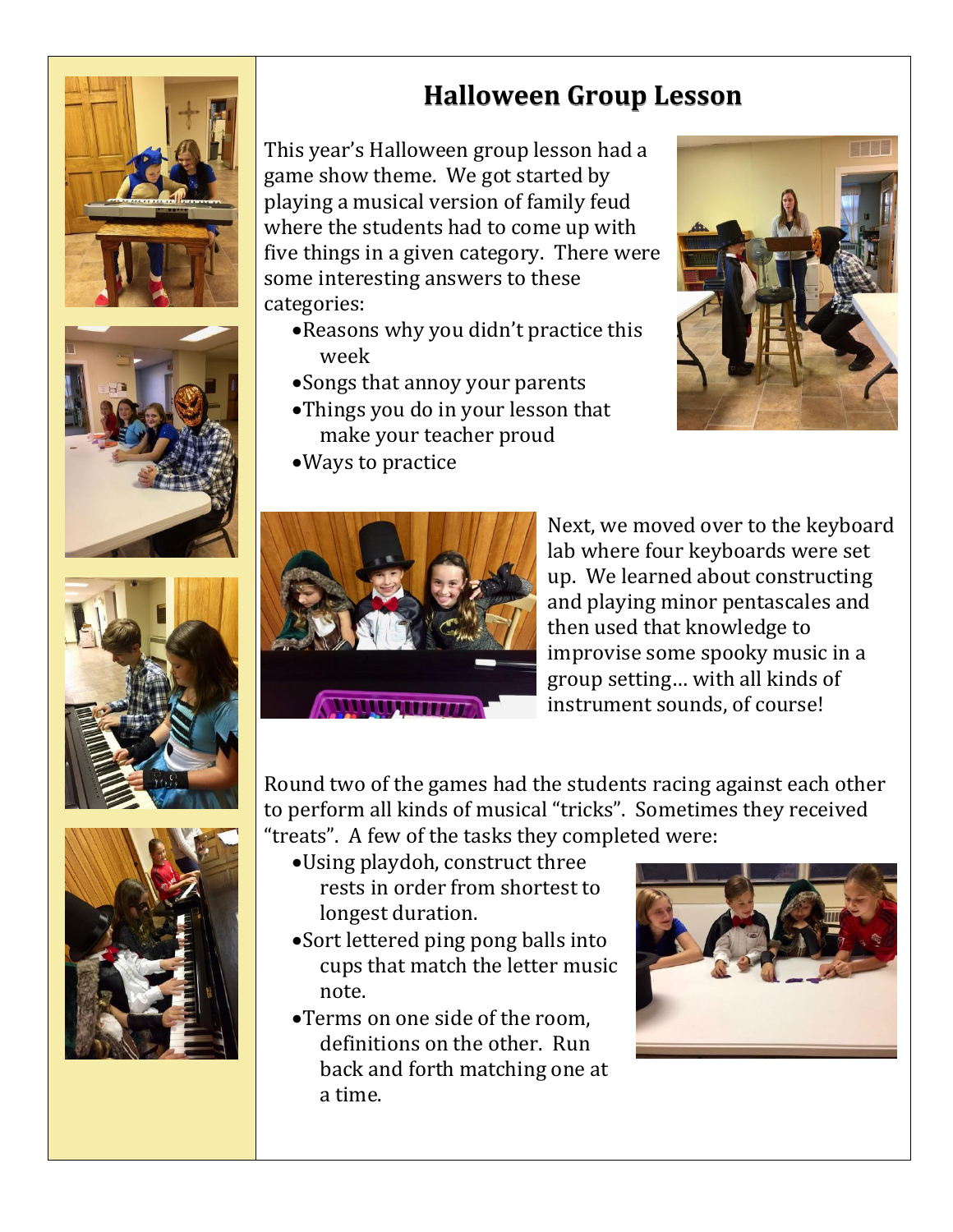# Halloween Group Lesson

This year's Halloween group lesson had a game show theme. We got started by playing a musical version of family feud where the students had to come up with five things in a given category. There were some interesting answers to these categories:

- Reasons why you didn't practice this week
- Songs that annoy your parents
- Things you do in your lesson that make your teacher proud
- Ways to practice

Next, we moved over to the keyboard lab where four keyboards were set up. We learned about constructing and playing minor pentascales and then used that knowledge to improvise some spooky music in a group setting… with all kinds of instrument sounds, of course!

Round two of the games had the students racing against each other to perform all kinds of musical "tricks". Sometimes they received "treats". A few of the tasks they completed were:

- Using playdoh, construct three rests in order from shortest to longest duration.
- Sort lettered ping pong balls into cups that match the letter music note.
- Terms on one side of the room, definitions on the other. Run back and forth matching one at a time.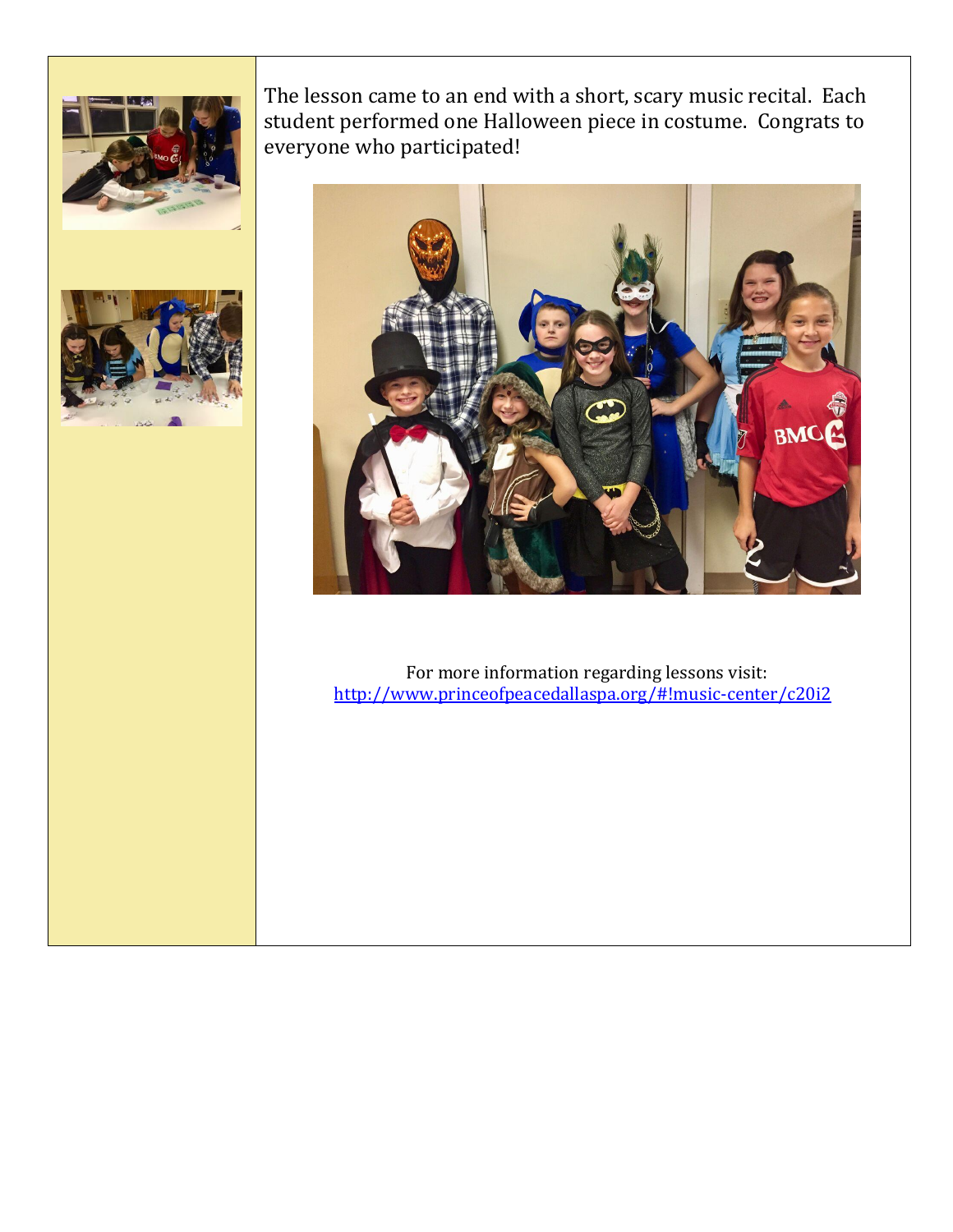The lesson came to an end with a short, scary music recital. Each student performed one Halloween piece in costume. Congrats to everyone who participated!

For more information regarding lessons visit:
http://www.princeofpeacedallaspa.org/#!music-center/c20i2